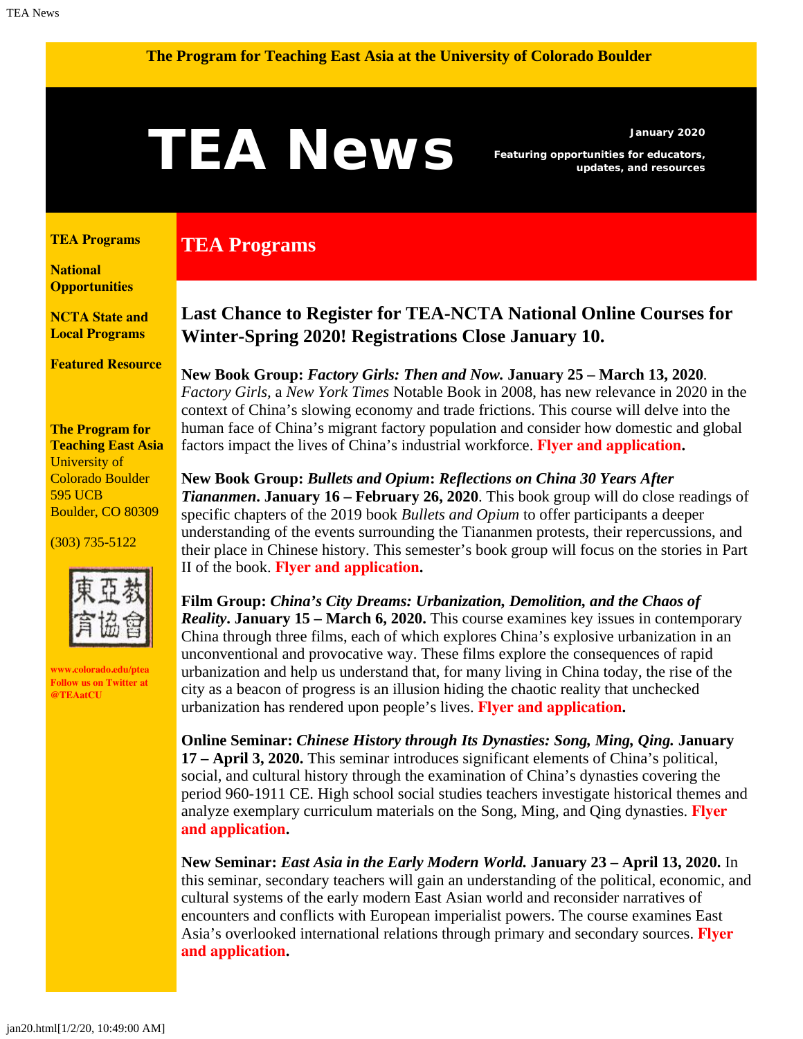The Program for Teaching East Asia at the University of Colorado Boulder

# TEA News

January 2020

Featuring opportunities for educators, updates, and resources

**TEA Programs**

**National Opportunities**

**NCTA State and Local Programs**

**Featured Resource**

**The Program for Teaching East Asia**
University of Colorado Boulder
595 UCB
Boulder, CO 80309

(303) 735-5122

東亞教育協會

www.colorado.edu/ptea
Follow us on Twitter at @TEAatCU

## TEA Programs

### Last Chance to Register for TEA-NCTA National Online Courses for Winter-Spring 2020! Registrations Close January 10.

**New Book Group: *Factory Girls: Then and Now.* January 25 – March 13, 2020**. *Factory Girls*, a *New York Times* Notable Book in 2008, has new relevance in 2020 in the context of China's slowing economy and trade frictions. This course will delve into the human face of China's migrant factory population and consider how domestic and global factors impact the lives of China's industrial workforce. **Flyer and application.**

**New Book Group: *Bullets and Opium*: *Reflections on China 30 Years After Tiananmen*. January 16 – February 26, 2020**. This book group will do close readings of specific chapters of the 2019 book *Bullets and Opium* to offer participants a deeper understanding of the events surrounding the Tiananmen protests, their repercussions, and their place in Chinese history. This semester's book group will focus on the stories in Part II of the book. **Flyer and application.**

**Film Group: *China's City Dreams: Urbanization, Demolition, and the Chaos of Reality*. January 15 – March 6, 2020.** This course examines key issues in contemporary China through three films, each of which explores China's explosive urbanization in an unconventional and provocative way. These films explore the consequences of rapid urbanization and help us understand that, for many living in China today, the rise of the city as a beacon of progress is an illusion hiding the chaotic reality that unchecked urbanization has rendered upon people's lives. **Flyer and application.**

**Online Seminar: *Chinese History through Its Dynasties: Song, Ming, Qing.* January 17 – April 3, 2020.** This seminar introduces significant elements of China's political, social, and cultural history through the examination of China's dynasties covering the period 960-1911 CE. High school social studies teachers investigate historical themes and analyze exemplary curriculum materials on the Song, Ming, and Qing dynasties. **Flyer and application.**

**New Seminar: *East Asia in the Early Modern World.* January 23 – April 13, 2020.** In this seminar, secondary teachers will gain an understanding of the political, economic, and cultural systems of the early modern East Asian world and reconsider narratives of encounters and conflicts with European imperialist powers. The course examines East Asia's overlooked international relations through primary and secondary sources. **Flyer and application.**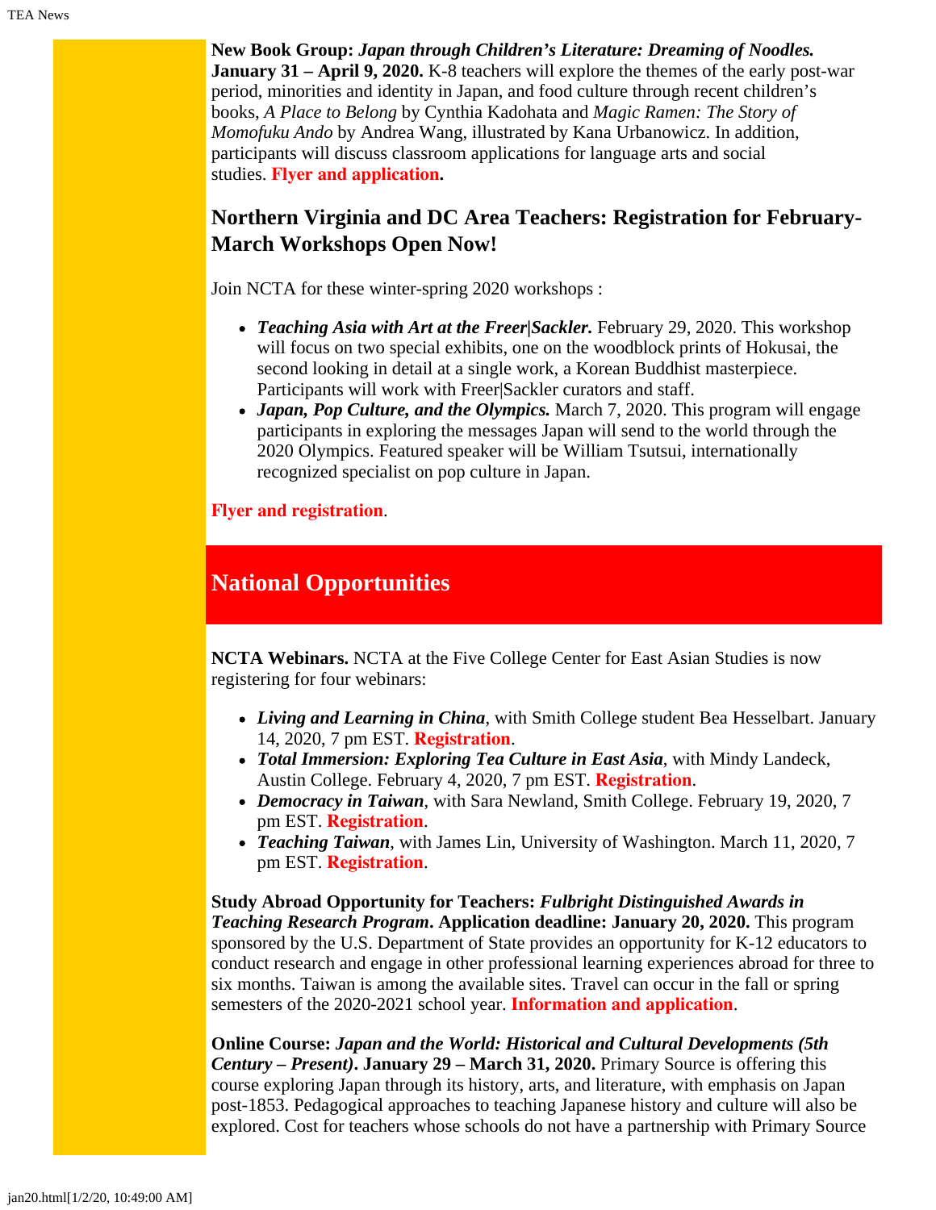**New Book Group:** ***Japan through Children's Literature: Dreaming of Noodles.*** **January 31 – April 9, 2020.** K-8 teachers will explore the themes of the early post-war period, minorities and identity in Japan, and food culture through recent children's books, *A Place to Belong* by Cynthia Kadohata and *Magic Ramen: The Story of Momofuku Ando* by Andrea Wang, illustrated by Kana Urbanowicz. In addition, participants will discuss classroom applications for language arts and social studies. **Flyer and application.**

## Northern Virginia and DC Area Teachers: Registration for February-March Workshops Open Now!

Join NCTA for these winter-spring 2020 workshops :

- ***Teaching Asia with Art at the Freer|Sackler.*** February 29, 2020. This workshop will focus on two special exhibits, one on the woodblock prints of Hokusai, the second looking in detail at a single work, a Korean Buddhist masterpiece. Participants will work with Freer|Sackler curators and staff.
- ***Japan, Pop Culture, and the Olympics.*** March 7, 2020. This program will engage participants in exploring the messages Japan will send to the world through the 2020 Olympics. Featured speaker will be William Tsutsui, internationally recognized specialist on pop culture in Japan.

**Flyer and registration**.

## National Opportunities

**NCTA Webinars.** NCTA at the Five College Center for East Asian Studies is now registering for four webinars:

- ***Living and Learning in China***, with Smith College student Bea Hesselbart. January 14, 2020, 7 pm EST. **Registration**.
- ***Total Immersion: Exploring Tea Culture in East Asia***, with Mindy Landeck, Austin College. February 4, 2020, 7 pm EST. **Registration**.
- ***Democracy in Taiwan***, with Sara Newland, Smith College. February 19, 2020, 7 pm EST. **Registration**.
- ***Teaching Taiwan***, with James Lin, University of Washington. March 11, 2020, 7 pm EST. **Registration**.

**Study Abroad Opportunity for Teachers:** ***Fulbright Distinguished Awards in Teaching Research Program*****. Application deadline: January 20, 2020.** This program sponsored by the U.S. Department of State provides an opportunity for K-12 educators to conduct research and engage in other professional learning experiences abroad for three to six months. Taiwan is among the available sites. Travel can occur in the fall or spring semesters of the 2020-2021 school year. **Information and application**.

**Online Course:** ***Japan and the World: Historical and Cultural Developments (5th Century – Present)*****. January 29 – March 31, 2020.** Primary Source is offering this course exploring Japan through its history, arts, and literature, with emphasis on Japan post-1853. Pedagogical approaches to teaching Japanese history and culture will also be explored. Cost for teachers whose schools do not have a partnership with Primary Source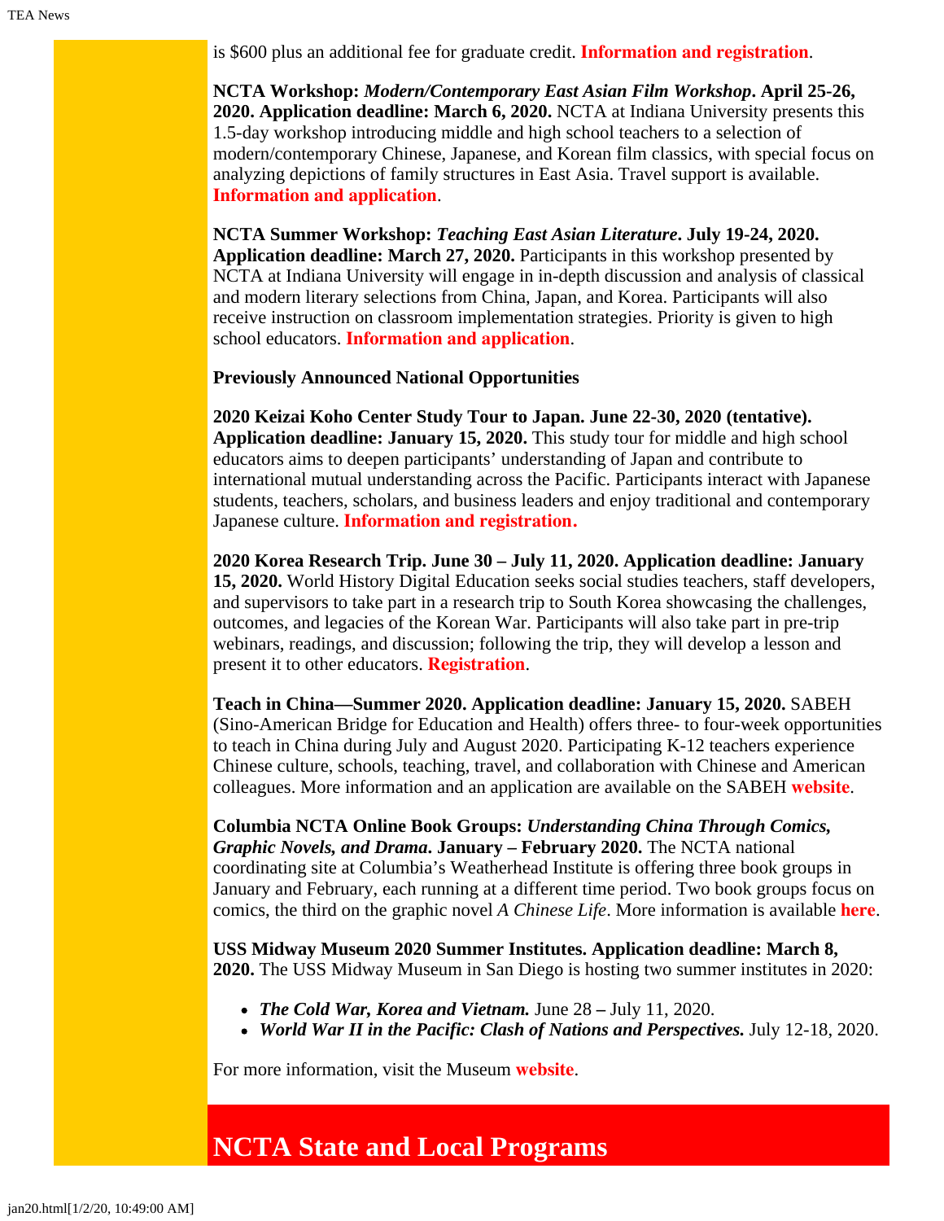is $600 plus an additional fee for graduate credit. **Information and registration**.

**NCTA Workshop: *Modern/Contemporary East Asian Film Workshop*. April 25-26, 2020. Application deadline: March 6, 2020.** NCTA at Indiana University presents this 1.5-day workshop introducing middle and high school teachers to a selection of modern/contemporary Chinese, Japanese, and Korean film classics, with special focus on analyzing depictions of family structures in East Asia. Travel support is available. **Information and application**.

**NCTA Summer Workshop: *Teaching East Asian Literature*. July 19-24, 2020. Application deadline: March 27, 2020.** Participants in this workshop presented by NCTA at Indiana University will engage in in-depth discussion and analysis of classical and modern literary selections from China, Japan, and Korea. Participants will also receive instruction on classroom implementation strategies. Priority is given to high school educators. **Information and application**.

**Previously Announced National Opportunities**

**2020 Keizai Koho Center Study Tour to Japan. June 22-30, 2020 (tentative). Application deadline: January 15, 2020.** This study tour for middle and high school educators aims to deepen participants' understanding of Japan and contribute to international mutual understanding across the Pacific. Participants interact with Japanese students, teachers, scholars, and business leaders and enjoy traditional and contemporary Japanese culture. **Information and registration.**

**2020 Korea Research Trip. June 30 – July 11, 2020. Application deadline: January 15, 2020.** World History Digital Education seeks social studies teachers, staff developers, and supervisors to take part in a research trip to South Korea showcasing the challenges, outcomes, and legacies of the Korean War. Participants will also take part in pre-trip webinars, readings, and discussion; following the trip, they will develop a lesson and present it to other educators. **Registration**.

**Teach in China—Summer 2020. Application deadline: January 15, 2020.** SABEH (Sino-American Bridge for Education and Health) offers three- to four-week opportunities to teach in China during July and August 2020. Participating K-12 teachers experience Chinese culture, schools, teaching, travel, and collaboration with Chinese and American colleagues. More information and an application are available on the SABEH **website**.

**Columbia NCTA Online Book Groups: *Understanding China Through Comics, Graphic Novels, and Drama*. January – February 2020.** The NCTA national coordinating site at Columbia's Weatherhead Institute is offering three book groups in January and February, each running at a different time period. Two book groups focus on comics, the third on the graphic novel *A Chinese Life*. More information is available **here**.

**USS Midway Museum 2020 Summer Institutes. Application deadline: March 8, 2020.** The USS Midway Museum in San Diego is hosting two summer institutes in 2020:

- ***The Cold War, Korea and Vietnam.*** June 28 **–** July 11, 2020.
- ***World War II in the Pacific: Clash of Nations and Perspectives.*** July 12-18, 2020.

For more information, visit the Museum **website**.

# NCTA State and Local Programs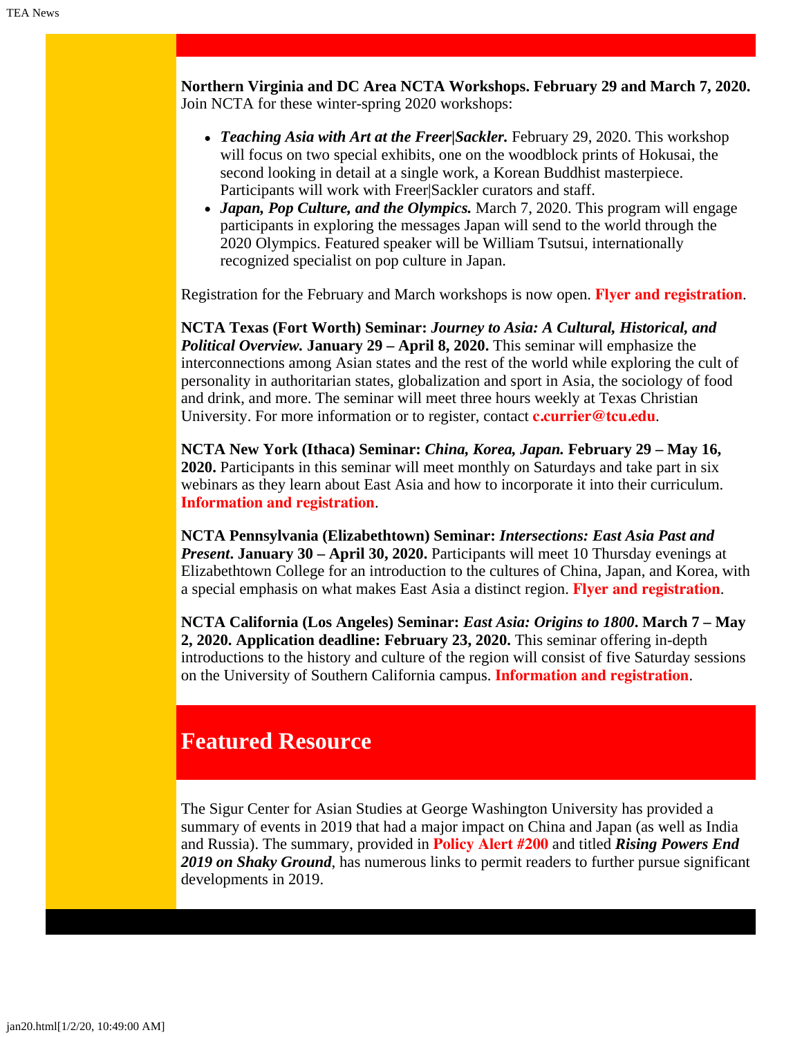**Northern Virginia and DC Area NCTA Workshops. February 29 and March 7, 2020.** Join NCTA for these winter-spring 2020 workshops:

- ***Teaching Asia with Art at the Freer|Sackler.*** February 29, 2020. This workshop will focus on two special exhibits, one on the woodblock prints of Hokusai, the second looking in detail at a single work, a Korean Buddhist masterpiece. Participants will work with Freer|Sackler curators and staff.
- ***Japan, Pop Culture, and the Olympics.*** March 7, 2020. This program will engage participants in exploring the messages Japan will send to the world through the 2020 Olympics. Featured speaker will be William Tsutsui, internationally recognized specialist on pop culture in Japan.

Registration for the February and March workshops is now open. **Flyer and registration**.

**NCTA Texas (Fort Worth) Seminar: *Journey to Asia: A Cultural, Historical, and Political Overview.* January 29 – April 8, 2020.** This seminar will emphasize the interconnections among Asian states and the rest of the world while exploring the cult of personality in authoritarian states, globalization and sport in Asia, the sociology of food and drink, and more. The seminar will meet three hours weekly at Texas Christian University. For more information or to register, contact **c.currier@tcu.edu**.

**NCTA New York (Ithaca) Seminar: *China, Korea, Japan.* February 29 – May 16, 2020.** Participants in this seminar will meet monthly on Saturdays and take part in six webinars as they learn about East Asia and how to incorporate it into their curriculum. **Information and registration**.

**NCTA Pennsylvania (Elizabethtown) Seminar: *Intersections: East Asia Past and Present*. January 30 – April 30, 2020.** Participants will meet 10 Thursday evenings at Elizabethtown College for an introduction to the cultures of China, Japan, and Korea, with a special emphasis on what makes East Asia a distinct region. **Flyer and registration**.

**NCTA California (Los Angeles) Seminar: *East Asia: Origins to 1800*. March 7 – May 2, 2020. Application deadline: February 23, 2020.** This seminar offering in-depth introductions to the history and culture of the region will consist of five Saturday sessions on the University of Southern California campus. **Information and registration**.

## Featured Resource

The Sigur Center for Asian Studies at George Washington University has provided a summary of events in 2019 that had a major impact on China and Japan (as well as India and Russia). The summary, provided in **Policy Alert #200** and titled ***Rising Powers End 2019 on Shaky Ground***, has numerous links to permit readers to further pursue significant developments in 2019.